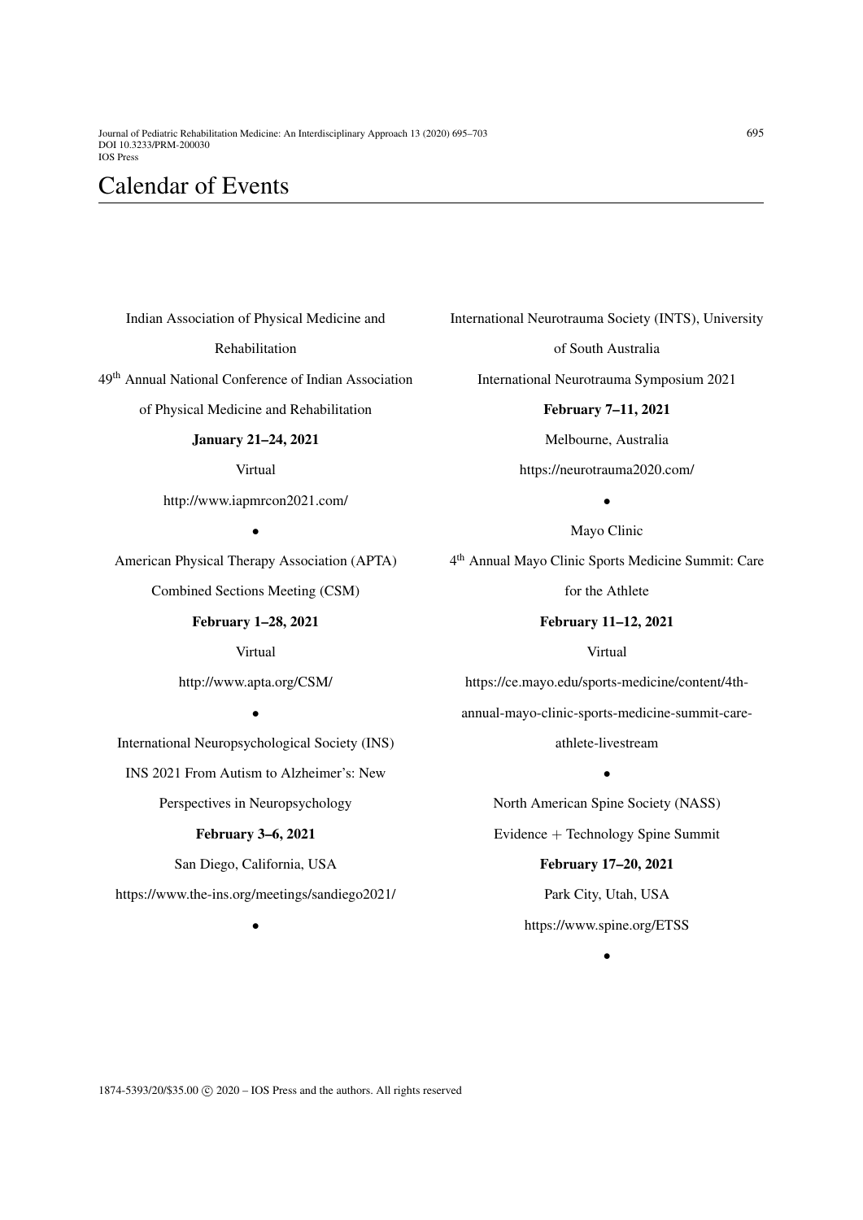# Calendar of Events

Indian Association of Physical Medicine and Rehabilitation

49th Annual National Conference of Indian Association of Physical Medicine and Rehabilitation

**January 21–24, 2021**

Virtual

http://www.iapmrcon2021.com/

•

American Physical Therapy Association (APTA)

Combined Sections Meeting (CSM)

**February 1–28, 2021**

Virtual

http://www.apta.org/CSM/

•

International Neuropsychological Society (INS)

INS 2021 From Autism to Alzheimer's: New Perspectives in Neuropsychology

**February 3–6, 2021**

San Diego, California, USA

https://www.the-ins.org/meetings/sandiego2021/

•

International Neurotrauma Society (INTS), University of South Australia

International Neurotrauma Symposium 2021

**February 7–11, 2021**

Melbourne, Australia

https://neurotrauma2020.com/

•

Mayo Clinic

4th Annual Mayo Clinic Sports Medicine Summit: Care for the Athlete

**February 11–12, 2021**

Virtual

https://ce.mayo.edu/sports-medicine/content/4th-annual-mayo-clinic-sports-medicine-summit-care-athlete-livestream

•

North American Spine Society (NASS)

Evidence + Technology Spine Summit

**February 17–20, 2021**

Park City, Utah, USA

https://www.spine.org/ETSS

•

1874-5393/20/$35.00 © 2020 – IOS Press and the authors. All rights reserved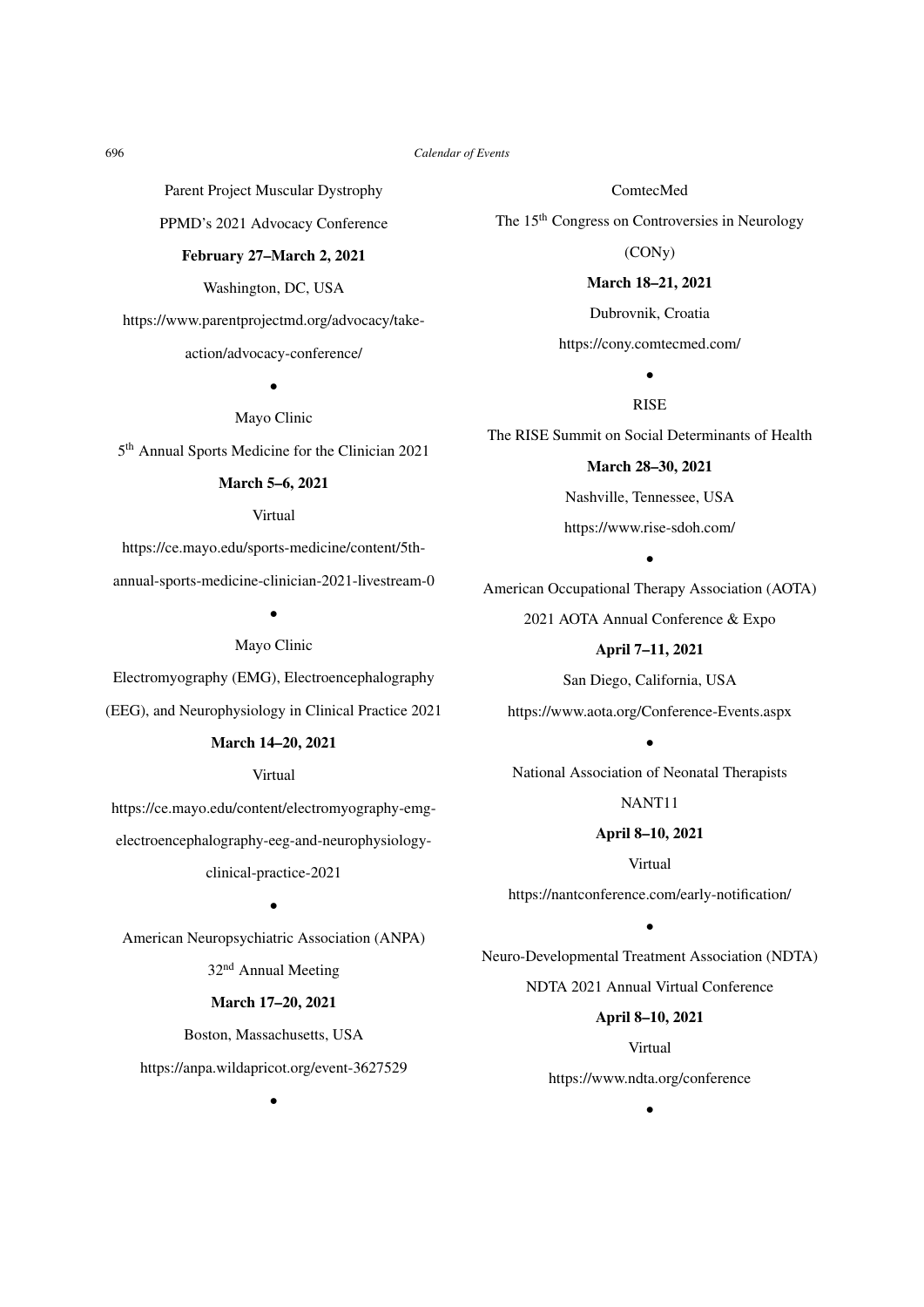Parent Project Muscular Dystrophy

PPMD's 2021 Advocacy Conference

**February 27–March 2, 2021**

Washington, DC, USA

https://www.parentprojectmd.org/advocacy/take-action/advocacy-conference/

•

Mayo Clinic

5th Annual Sports Medicine for the Clinician 2021

**March 5–6, 2021**

Virtual

https://ce.mayo.edu/sports-medicine/content/5th-annual-sports-medicine-clinician-2021-livestream-0

•

Mayo Clinic

Electromyography (EMG), Electroencephalography (EEG), and Neurophysiology in Clinical Practice 2021

**March 14–20, 2021**

Virtual

https://ce.mayo.edu/content/electromyography-emg-electroencephalography-eeg-and-neurophysiology-clinical-practice-2021

•

American Neuropsychiatric Association (ANPA)

32nd Annual Meeting

**March 17–20, 2021**

Boston, Massachusetts, USA

https://anpa.wildapricot.org/event-3627529

•

ComtecMed

The 15th Congress on Controversies in Neurology (CONy)

**March 18–21, 2021**

Dubrovnik, Croatia

https://cony.comtecmed.com/

•

RISE

The RISE Summit on Social Determinants of Health

**March 28–30, 2021**

Nashville, Tennessee, USA

https://www.rise-sdoh.com/

•

American Occupational Therapy Association (AOTA)

2021 AOTA Annual Conference & Expo

**April 7–11, 2021**

San Diego, California, USA

https://www.aota.org/Conference-Events.aspx

•

National Association of Neonatal Therapists

NANT11

**April 8–10, 2021**

Virtual

https://nantconference.com/early-notification/

•

Neuro-Developmental Treatment Association (NDTA)

NDTA 2021 Annual Virtual Conference

**April 8–10, 2021**

Virtual

https://www.ndta.org/conference

•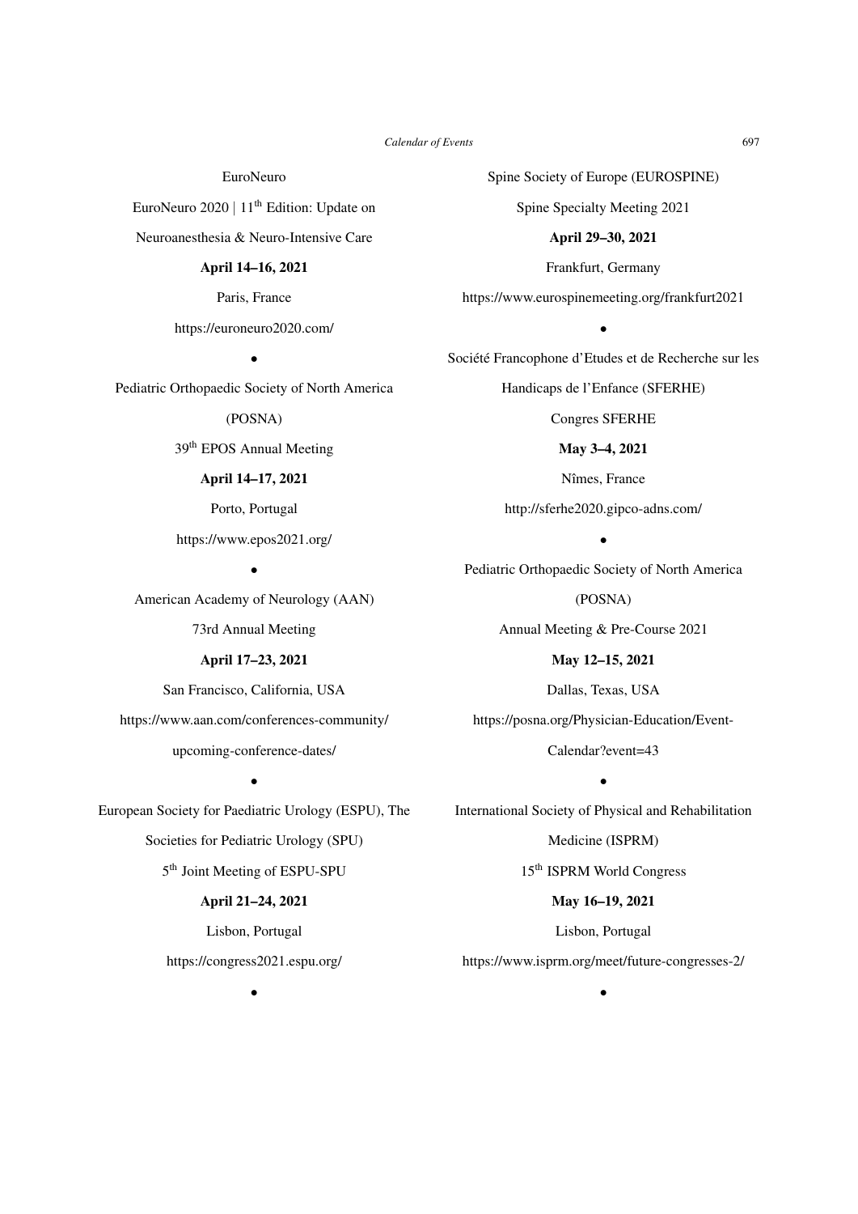EuroNeuro

EuroNeuro 2020 | 11th Edition: Update on Neuroanesthesia & Neuro-Intensive Care

**April 14–16, 2021**

Paris, France

https://euroneuro2020.com/

•

Pediatric Orthopaedic Society of North America (POSNA)

39th EPOS Annual Meeting

**April 14–17, 2021**

Porto, Portugal

https://www.epos2021.org/

•

American Academy of Neurology (AAN)

73rd Annual Meeting

**April 17–23, 2021**

San Francisco, California, USA

https://www.aan.com/conferences-community/upcoming-conference-dates/

•

European Society for Paediatric Urology (ESPU), The Societies for Pediatric Urology (SPU)

5th Joint Meeting of ESPU-SPU

**April 21–24, 2021**

Lisbon, Portugal

https://congress2021.espu.org/

•

Spine Society of Europe (EUROSPINE)

Spine Specialty Meeting 2021

**April 29–30, 2021**

Frankfurt, Germany

https://www.eurospinemeeting.org/frankfurt2021

•

Société Francophone d'Etudes et de Recherche sur les Handicaps de l'Enfance (SFERHE)

Congres SFERHE

**May 3–4, 2021**

Nîmes, France

http://sferhe2020.gipco-adns.com/

•

Pediatric Orthopaedic Society of North America (POSNA)

Annual Meeting & Pre-Course 2021

**May 12–15, 2021**

Dallas, Texas, USA

https://posna.org/Physician-Education/Event-Calendar?event=43

•

International Society of Physical and Rehabilitation Medicine (ISPRM)

15th ISPRM World Congress

**May 16–19, 2021**

Lisbon, Portugal

https://www.isprm.org/meet/future-congresses-2/

•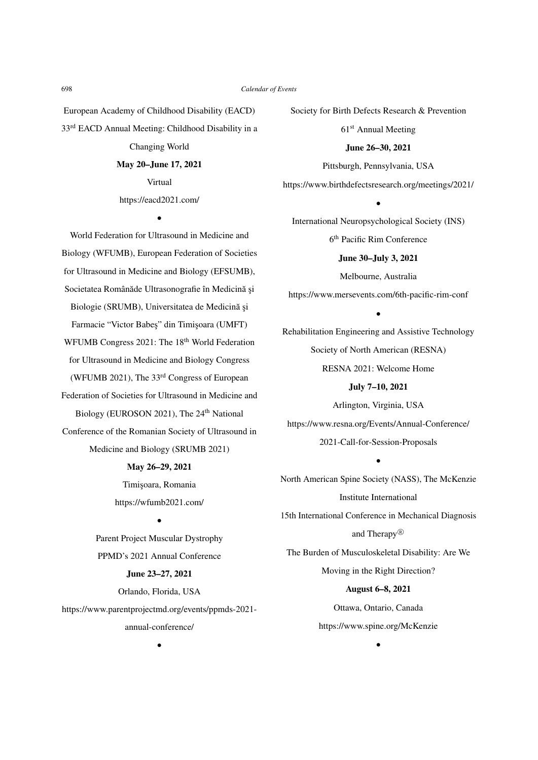European Academy of Childhood Disability (EACD)

33rd EACD Annual Meeting: Childhood Disability in a Changing World

**May 20–June 17, 2021**

Virtual

https://eacd2021.com/

•

World Federation for Ultrasound in Medicine and Biology (WFUMB), European Federation of Societies for Ultrasound in Medicine and Biology (EFSUMB), Societatea Românăde Ultrasonografie în Medicină şi Biologie (SRUMB), Universitatea de Medicină şi Farmacie "Victor Babeş" din Timişoara (UMFT)

WFUMB Congress 2021: The 18th World Federation for Ultrasound in Medicine and Biology Congress (WFUMB 2021), The 33rd Congress of European Federation of Societies for Ultrasound in Medicine and Biology (EUROSON 2021), The 24th National Conference of the Romanian Society of Ultrasound in Medicine and Biology (SRUMB 2021)

**May 26–29, 2021**

Timişoara, Romania

https://wfumb2021.com/

•

Parent Project Muscular Dystrophy

PPMD's 2021 Annual Conference

**June 23–27, 2021**

Orlando, Florida, USA

https://www.parentprojectmd.org/events/ppmds-2021-annual-conference/

•

Society for Birth Defects Research & Prevention

61st Annual Meeting

**June 26–30, 2021**

Pittsburgh, Pennsylvania, USA

https://www.birthdefectsresearch.org/meetings/2021/

•

International Neuropsychological Society (INS)

6th Pacific Rim Conference

**June 30–July 3, 2021**

Melbourne, Australia

https://www.mersevents.com/6th-pacific-rim-conf

•

Rehabilitation Engineering and Assistive Technology Society of North American (RESNA)

RESNA 2021: Welcome Home

**July 7–10, 2021**

Arlington, Virginia, USA

https://www.resna.org/Events/Annual-Conference/2021-Call-for-Session-Proposals

•

North American Spine Society (NASS), The McKenzie Institute International

15th International Conference in Mechanical Diagnosis and Therapy®

The Burden of Musculoskeletal Disability: Are We Moving in the Right Direction?

**August 6–8, 2021**

Ottawa, Ontario, Canada

https://www.spine.org/McKenzie

•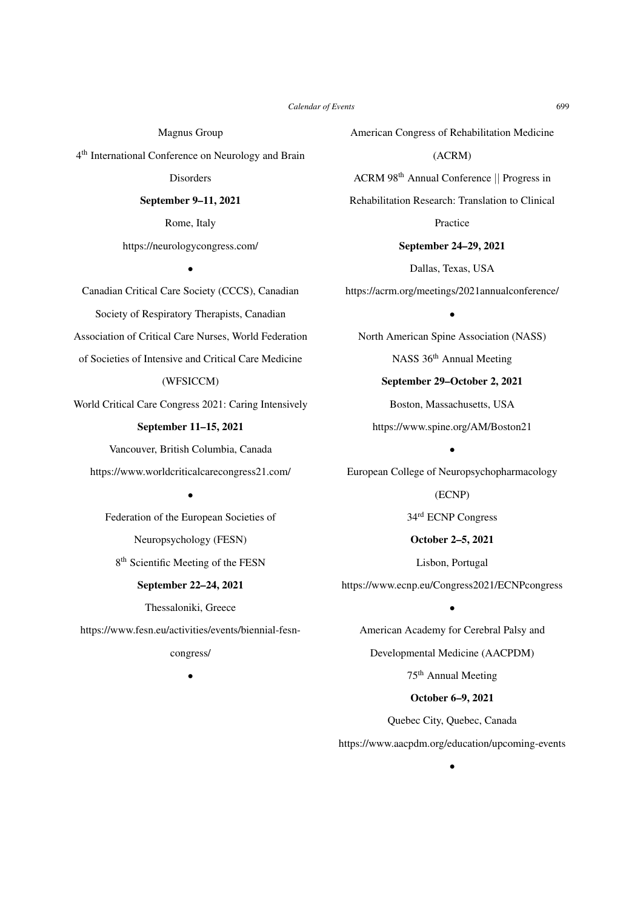Magnus Group

4th International Conference on Neurology and Brain Disorders

**September 9–11, 2021**

Rome, Italy

https://neurologycongress.com/

•

Canadian Critical Care Society (CCCS), Canadian Society of Respiratory Therapists, Canadian Association of Critical Care Nurses, World Federation of Societies of Intensive and Critical Care Medicine (WFSICCM)

World Critical Care Congress 2021: Caring Intensively

**September 11–15, 2021**

Vancouver, British Columbia, Canada

https://www.worldcriticalcarecongress21.com/

•

Federation of the European Societies of Neuropsychology (FESN)

8th Scientific Meeting of the FESN

**September 22–24, 2021**

Thessaloniki, Greece

https://www.fesn.eu/activities/events/biennial-fesn-congress/

•

American Congress of Rehabilitation Medicine (ACRM)

ACRM 98th Annual Conference || Progress in Rehabilitation Research: Translation to Clinical Practice

**September 24–29, 2021**

Dallas, Texas, USA

https://acrm.org/meetings/2021annualconference/

•

North American Spine Association (NASS)

NASS 36th Annual Meeting

**September 29–October 2, 2021**

Boston, Massachusetts, USA

https://www.spine.org/AM/Boston21

•

European College of Neuropsychopharmacology (ECNP)

34rd ECNP Congress

**October 2–5, 2021**

Lisbon, Portugal

https://www.ecnp.eu/Congress2021/ECNPcongress

•

American Academy for Cerebral Palsy and Developmental Medicine (AACPDM)

75th Annual Meeting

**October 6–9, 2021**

Quebec City, Quebec, Canada

https://www.aacpdm.org/education/upcoming-events

•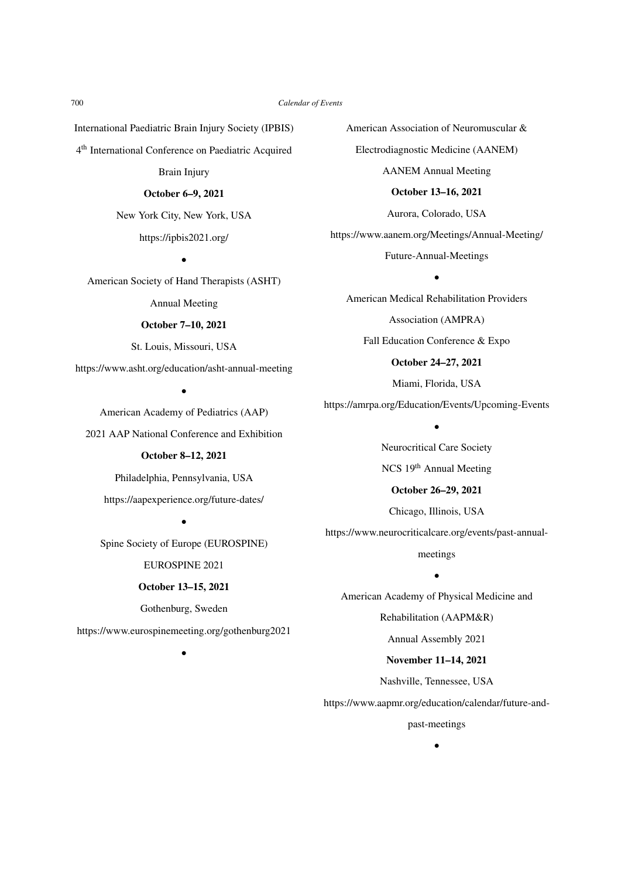International Paediatric Brain Injury Society (IPBIS)

4th International Conference on Paediatric Acquired Brain Injury

**October 6–9, 2021**

New York City, New York, USA

https://ipbis2021.org/

•

American Society of Hand Therapists (ASHT)

Annual Meeting

**October 7–10, 2021**

St. Louis, Missouri, USA

https://www.asht.org/education/asht-annual-meeting

•

American Academy of Pediatrics (AAP)

2021 AAP National Conference and Exhibition

**October 8–12, 2021**

Philadelphia, Pennsylvania, USA

https://aapexperience.org/future-dates/

•

Spine Society of Europe (EUROSPINE)

EUROSPINE 2021

**October 13–15, 2021**

Gothenburg, Sweden

https://www.eurospinemeeting.org/gothenburg2021

•

American Association of Neuromuscular & Electrodiagnostic Medicine (AANEM)

AANEM Annual Meeting

**October 13–16, 2021**

Aurora, Colorado, USA

https://www.aanem.org/Meetings/Annual-Meeting/Future-Annual-Meetings

•

American Medical Rehabilitation Providers Association (AMPRA)

Fall Education Conference & Expo

**October 24–27, 2021**

Miami, Florida, USA

https://amrpa.org/Education/Events/Upcoming-Events

•

Neurocritical Care Society

NCS 19th Annual Meeting

**October 26–29, 2021**

Chicago, Illinois, USA

https://www.neurocriticalcare.org/events/past-annual-meetings

•

American Academy of Physical Medicine and Rehabilitation (AAPM&R)

Annual Assembly 2021

**November 11–14, 2021**

Nashville, Tennessee, USA

https://www.aapmr.org/education/calendar/future-and-past-meetings

•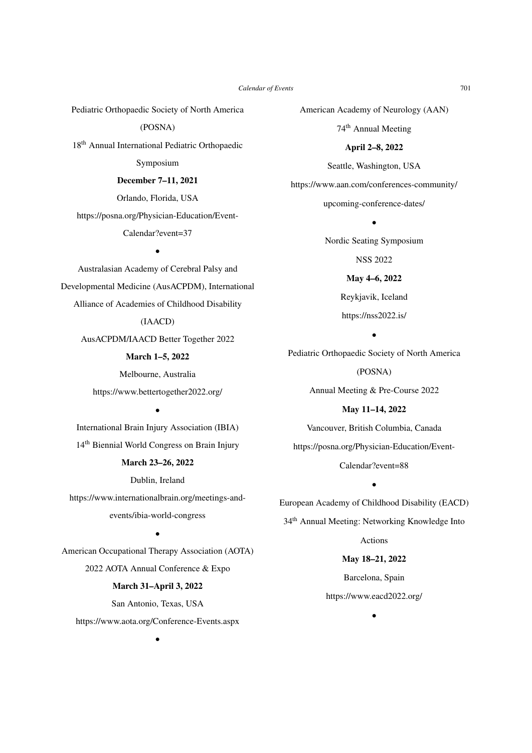Pediatric Orthopaedic Society of North America (POSNA)

18th Annual International Pediatric Orthopaedic Symposium

**December 7–11, 2021**

Orlando, Florida, USA

https://posna.org/Physician-Education/Event-Calendar?event=37

•

Australasian Academy of Cerebral Palsy and Developmental Medicine (AusACPDM), International Alliance of Academies of Childhood Disability (IAACD)

AusACPDM/IAACD Better Together 2022

**March 1–5, 2022**

Melbourne, Australia

https://www.bettertogether2022.org/

•

International Brain Injury Association (IBIA)

14th Biennial World Congress on Brain Injury

**March 23–26, 2022**

Dublin, Ireland

https://www.internationalbrain.org/meetings-and-events/ibia-world-congress

•

American Occupational Therapy Association (AOTA)

2022 AOTA Annual Conference & Expo

**March 31–April 3, 2022**

San Antonio, Texas, USA

https://www.aota.org/Conference-Events.aspx

•

American Academy of Neurology (AAN)

74th Annual Meeting

**April 2–8, 2022**

Seattle, Washington, USA

https://www.aan.com/conferences-community/upcoming-conference-dates/

•

Nordic Seating Symposium

NSS 2022

**May 4–6, 2022**

Reykjavik, Iceland

https://nss2022.is/

•

Pediatric Orthopaedic Society of North America (POSNA)

Annual Meeting & Pre-Course 2022

**May 11–14, 2022**

Vancouver, British Columbia, Canada

https://posna.org/Physician-Education/Event-Calendar?event=88

•

European Academy of Childhood Disability (EACD)

34th Annual Meeting: Networking Knowledge Into Actions

**May 18–21, 2022**

Barcelona, Spain

https://www.eacd2022.org/

•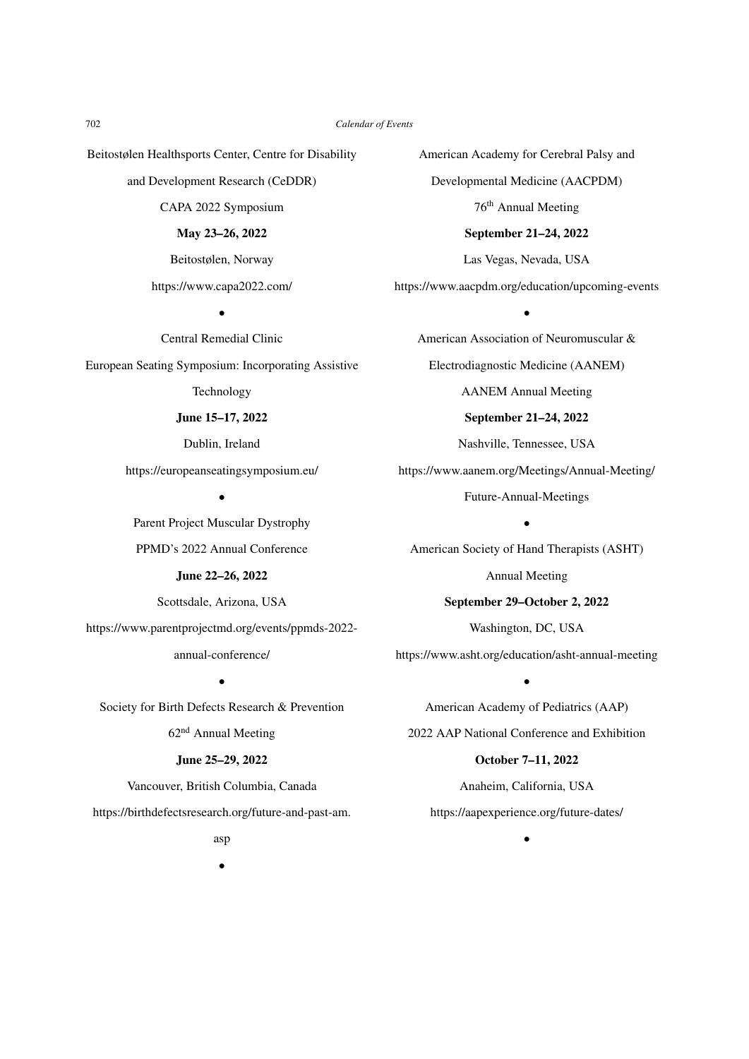Beitostølen Healthsports Center, Centre for Disability and Development Research (CeDDR)

CAPA 2022 Symposium

**May 23–26, 2022**

Beitostølen, Norway

https://www.capa2022.com/

•

Central Remedial Clinic

European Seating Symposium: Incorporating Assistive Technology

**June 15–17, 2022**

Dublin, Ireland

https://europeanseatingsymposium.eu/

•

Parent Project Muscular Dystrophy

PPMD's 2022 Annual Conference

**June 22–26, 2022**

Scottsdale, Arizona, USA

https://www.parentprojectmd.org/events/ppmds-2022-annual-conference/

•

Society for Birth Defects Research & Prevention

62nd Annual Meeting

**June 25–29, 2022**

Vancouver, British Columbia, Canada

https://birthdefectsresearch.org/future-and-past-am.asp

•

American Academy for Cerebral Palsy and Developmental Medicine (AACPDM)

76th Annual Meeting

**September 21–24, 2022**

Las Vegas, Nevada, USA

https://www.aacpdm.org/education/upcoming-events

•

American Association of Neuromuscular & Electrodiagnostic Medicine (AANEM)

AANEM Annual Meeting

**September 21–24, 2022**

Nashville, Tennessee, USA

https://www.aanem.org/Meetings/Annual-Meeting/Future-Annual-Meetings

•

American Society of Hand Therapists (ASHT)

Annual Meeting

**September 29–October 2, 2022**

Washington, DC, USA

https://www.asht.org/education/asht-annual-meeting

•

American Academy of Pediatrics (AAP)

2022 AAP National Conference and Exhibition

**October 7–11, 2022**

Anaheim, California, USA

https://aapexperience.org/future-dates/

•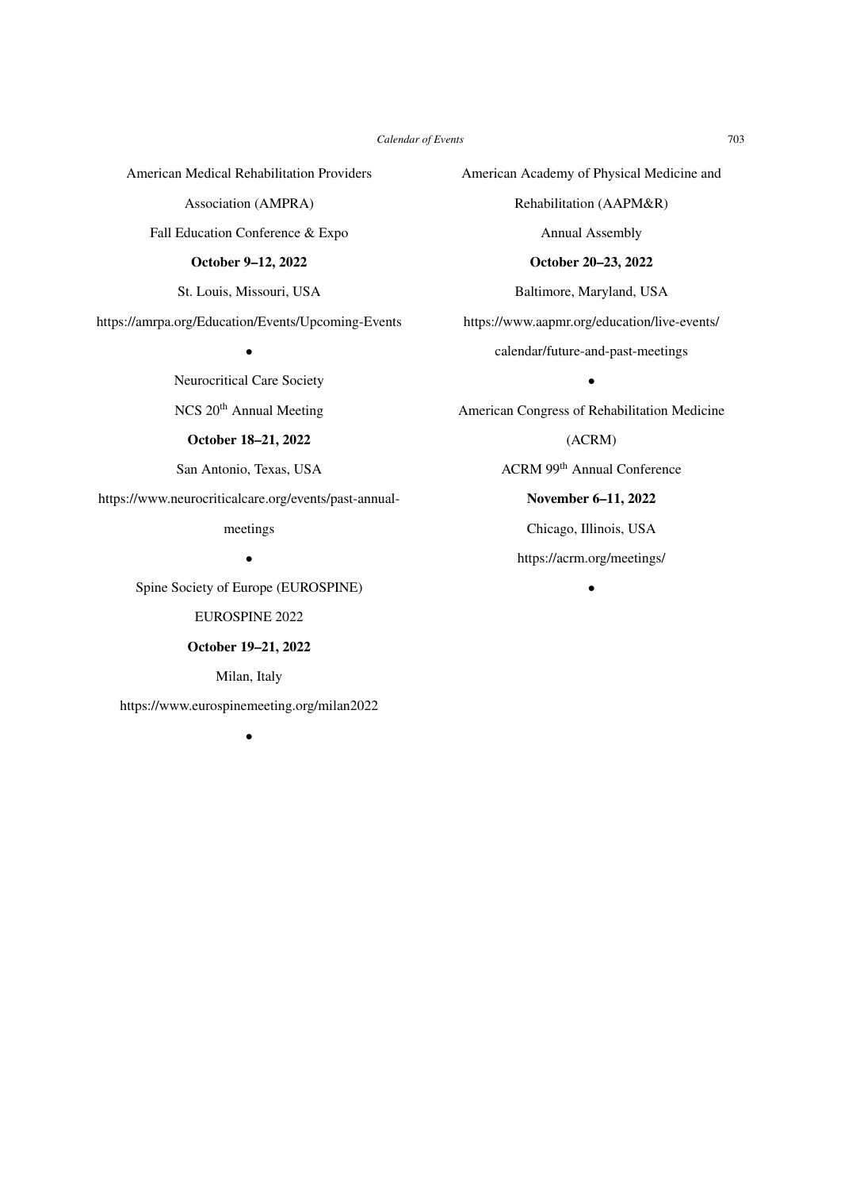American Medical Rehabilitation Providers Association (AMPRA)

Fall Education Conference & Expo

**October 9–12, 2022**

St. Louis, Missouri, USA

https://amrpa.org/Education/Events/Upcoming-Events

•

Neurocritical Care Society

NCS 20th Annual Meeting

**October 18–21, 2022**

San Antonio, Texas, USA

https://www.neurocriticalcare.org/events/past-annual-meetings

•

Spine Society of Europe (EUROSPINE)

EUROSPINE 2022

**October 19–21, 2022**

Milan, Italy

https://www.eurospinemeeting.org/milan2022

•

American Academy of Physical Medicine and Rehabilitation (AAPM&R)

Annual Assembly

**October 20–23, 2022**

Baltimore, Maryland, USA

https://www.aapmr.org/education/live-events/calendar/future-and-past-meetings

•

American Congress of Rehabilitation Medicine (ACRM)

ACRM 99th Annual Conference

**November 6–11, 2022**

Chicago, Illinois, USA

https://acrm.org/meetings/

•